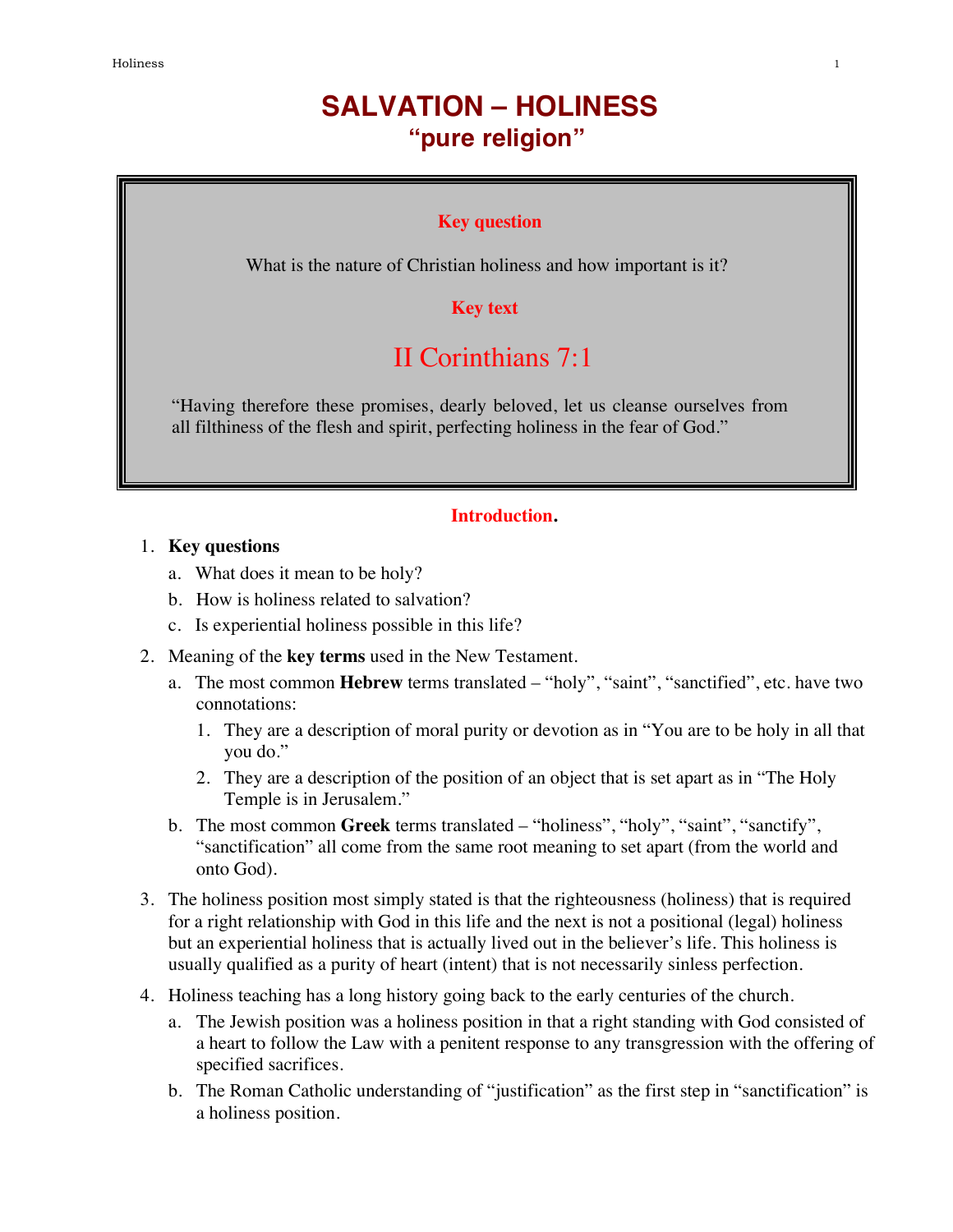# SALVATION – HOLINESS

## "pure religion"

**Key question**

What is the nature of Christian holiness and how important is it?

**Key text**

**II Corinthians 7:1**

"Having therefore these promises, dearly beloved, let us cleanse ourselves from all filthiness of the flesh and spirit, perfecting holiness in the fear of God."

### Introduction.

1. **Key questions**
   a. What does it mean to be holy?
   b. How is holiness related to salvation?
   c. Is experiential holiness possible in this life?
2. Meaning of the **key terms** used in the New Testament.
   a. The most common **Hebrew** terms translated – "holy", "saint", "sanctified", etc. have two connotations:
      1. They are a description of moral purity or devotion as in "You are to be holy in all that you do."
      2. They are a description of the position of an object that is set apart as in "The Holy Temple is in Jerusalem."
   b. The most common **Greek** terms translated – "holiness", "holy", "saint", "sanctify", "sanctification" all come from the same root meaning to set apart (from the world and onto God).
3. The holiness position most simply stated is that the righteousness (holiness) that is required for a right relationship with God in this life and the next is not a positional (legal) holiness but an experiential holiness that is actually lived out in the believer's life. This holiness is usually qualified as a purity of heart (intent) that is not necessarily sinless perfection.
4. Holiness teaching has a long history going back to the early centuries of the church.
   a. The Jewish position was a holiness position in that a right standing with God consisted of a heart to follow the Law with a penitent response to any transgression with the offering of specified sacrifices.
   b. The Roman Catholic understanding of "justification" as the first step in "sanctification" is a holiness position.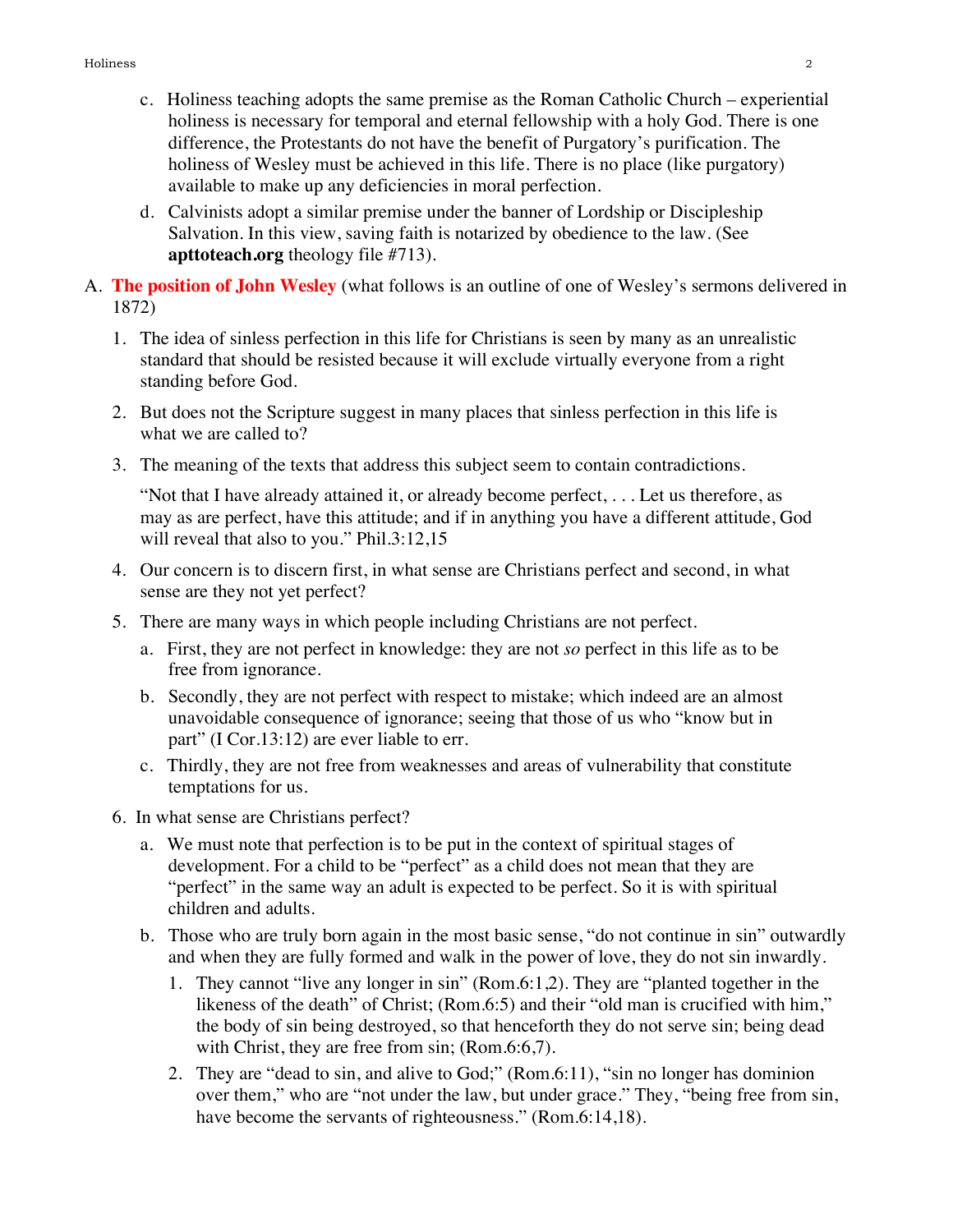c. Holiness teaching adopts the same premise as the Roman Catholic Church – experiential holiness is necessary for temporal and eternal fellowship with a holy God. There is one difference, the Protestants do not have the benefit of Purgatory's purification. The holiness of Wesley must be achieved in this life. There is no place (like purgatory) available to make up any deficiencies in moral perfection.

d. Calvinists adopt a similar premise under the banner of Lordship or Discipleship Salvation. In this view, saving faith is notarized by obedience to the law. (See **apttoteach.org** theology file #713).

A. **The position of John Wesley** (what follows is an outline of one of Wesley's sermons delivered in 1872)

1. The idea of sinless perfection in this life for Christians is seen by many as an unrealistic standard that should be resisted because it will exclude virtually everyone from a right standing before God.

2. But does not the Scripture suggest in many places that sinless perfection in this life is what we are called to?

3. The meaning of the texts that address this subject seem to contain contradictions.

   "Not that I have already attained it, or already become perfect, . . . Let us therefore, as may as are perfect, have this attitude; and if in anything you have a different attitude, God will reveal that also to you." Phil.3:12,15

4. Our concern is to discern first, in what sense are Christians perfect and second, in what sense are they not yet perfect?

5. There are many ways in which people including Christians are not perfect.

   a. First, they are not perfect in knowledge: they are not *so* perfect in this life as to be free from ignorance.

   b. Secondly, they are not perfect with respect to mistake; which indeed are an almost unavoidable consequence of ignorance; seeing that those of us who "know but in part" (I Cor.13:12) are ever liable to err.

   c. Thirdly, they are not free from weaknesses and areas of vulnerability that constitute temptations for us.

6. In what sense are Christians perfect?

   a. We must note that perfection is to be put in the context of spiritual stages of development. For a child to be "perfect" as a child does not mean that they are "perfect" in the same way an adult is expected to be perfect. So it is with spiritual children and adults.

   b. Those who are truly born again in the most basic sense, "do not continue in sin" outwardly and when they are fully formed and walk in the power of love, they do not sin inwardly.

      1. They cannot "live any longer in sin" (Rom.6:1,2). They are "planted together in the likeness of the death" of Christ; (Rom.6:5) and their "old man is crucified with him," the body of sin being destroyed, so that henceforth they do not serve sin; being dead with Christ, they are free from sin; (Rom.6:6,7).

      2. They are "dead to sin, and alive to God;" (Rom.6:11), "sin no longer has dominion over them," who are "not under the law, but under grace." They, "being free from sin, have become the servants of righteousness." (Rom.6:14,18).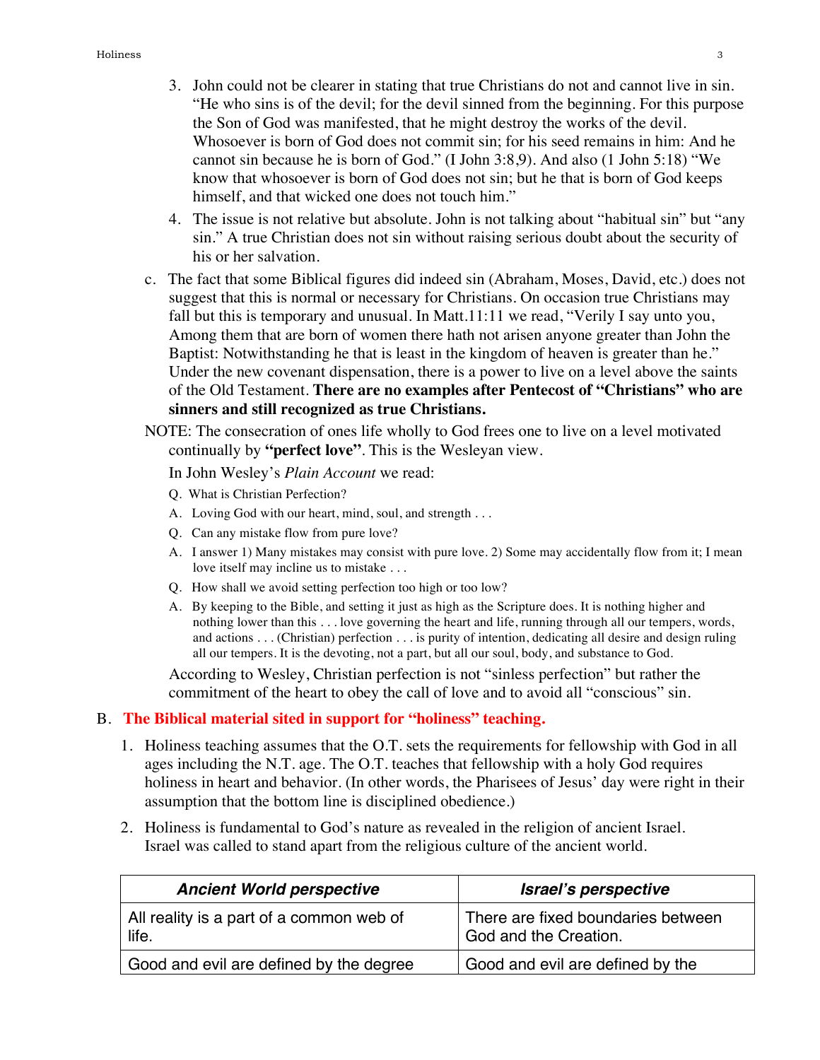3. John could not be clearer in stating that true Christians do not and cannot live in sin. "He who sins is of the devil; for the devil sinned from the beginning. For this purpose the Son of God was manifested, that he might destroy the works of the devil. Whosoever is born of God does not commit sin; for his seed remains in him: And he cannot sin because he is born of God." (I John 3:8,9). And also (1 John 5:18) "We know that whosoever is born of God does not sin; but he that is born of God keeps himself, and that wicked one does not touch him."
4. The issue is not relative but absolute. John is not talking about "habitual sin" but "any sin." A true Christian does not sin without raising serious doubt about the security of his or her salvation.

c. The fact that some Biblical figures did indeed sin (Abraham, Moses, David, etc.) does not suggest that this is normal or necessary for Christians. On occasion true Christians may fall but this is temporary and unusual. In Matt.11:11 we read, "Verily I say unto you, Among them that are born of women there hath not arisen anyone greater than John the Baptist: Notwithstanding he that is least in the kingdom of heaven is greater than he." Under the new covenant dispensation, there is a power to live on a level above the saints of the Old Testament. **There are no examples after Pentecost of "Christians" who are sinners and still recognized as true Christians.**

NOTE: The consecration of ones life wholly to God frees one to live on a level motivated continually by **"perfect love"**. This is the Wesleyan view.

In John Wesley's *Plain Account* we read:

Q. What is Christian Perfection?

A. Loving God with our heart, mind, soul, and strength . . .

Q. Can any mistake flow from pure love?

A. I answer 1) Many mistakes may consist with pure love. 2) Some may accidentally flow from it; I mean love itself may incline us to mistake . . .

Q. How shall we avoid setting perfection too high or too low?

A. By keeping to the Bible, and setting it just as high as the Scripture does. It is nothing higher and nothing lower than this . . . love governing the heart and life, running through all our tempers, words, and actions . . . (Christian) perfection . . . is purity of intention, dedicating all desire and design ruling all our tempers. It is the devoting, not a part, but all our soul, body, and substance to God.

According to Wesley, Christian perfection is not "sinless perfection" but rather the commitment of the heart to obey the call of love and to avoid all "conscious" sin.

## B. The Biblical material sited in support for "holiness" teaching.

1. Holiness teaching assumes that the O.T. sets the requirements for fellowship with God in all ages including the N.T. age. The O.T. teaches that fellowship with a holy God requires holiness in heart and behavior. (In other words, the Pharisees of Jesus' day were right in their assumption that the bottom line is disciplined obedience.)
2. Holiness is fundamental to God's nature as revealed in the religion of ancient Israel. Israel was called to stand apart from the religious culture of the ancient world.

| ***Ancient World perspective*** | ***Israel's perspective*** |
|---|---|
| All reality is a part of a common web of life. | There are fixed boundaries between God and the Creation. |
| Good and evil are defined by the degree | Good and evil are defined by the |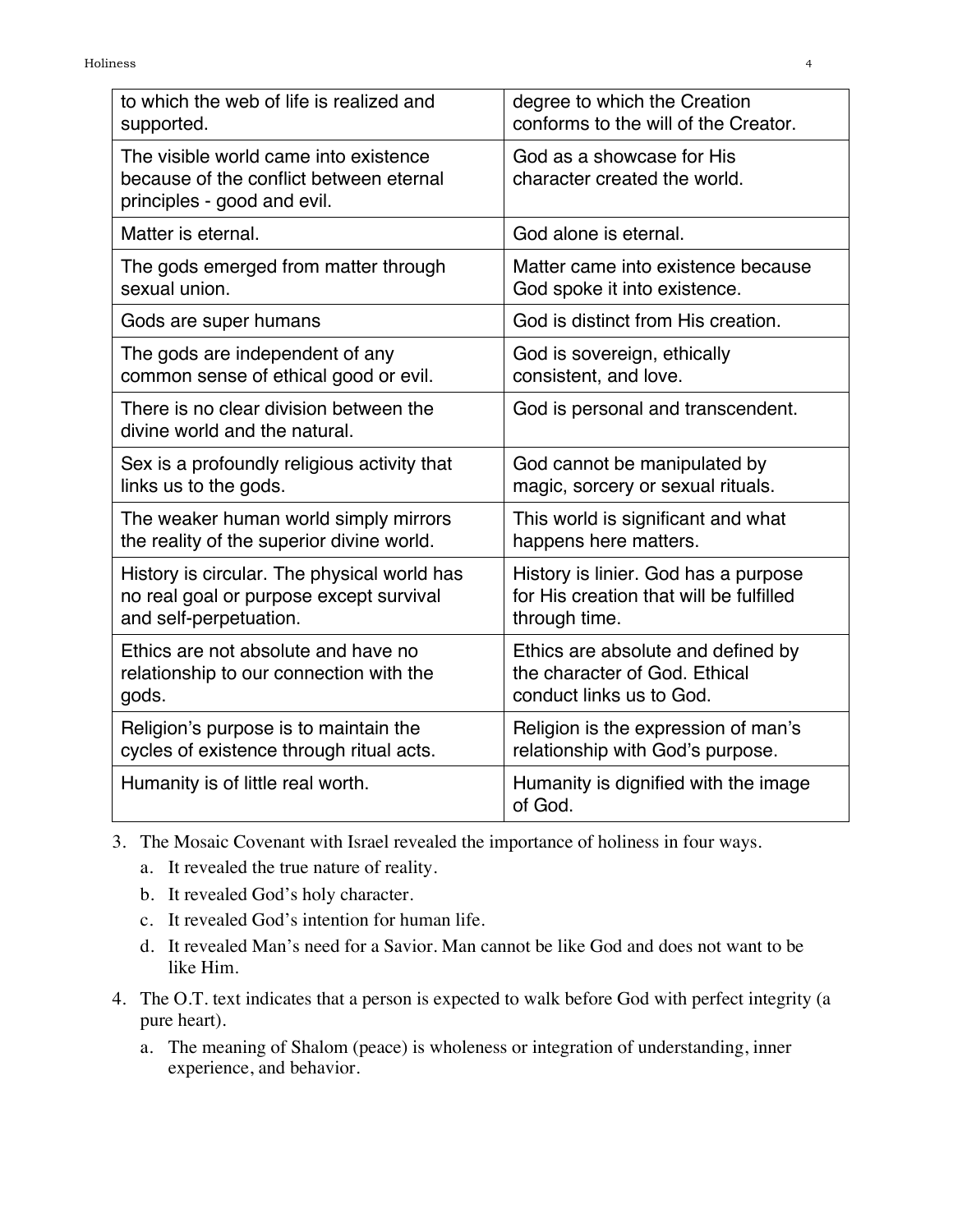| to which the web of life is realized and supported. | degree to which the Creation conforms to the will of the Creator. |
|---|---|
| The visible world came into existence because of the conflict between eternal principles - good and evil. | God as a showcase for His character created the world. |
| Matter is eternal. | God alone is eternal. |
| The gods emerged from matter through sexual union. | Matter came into existence because God spoke it into existence. |
| Gods are super humans | God is distinct from His creation. |
| The gods are independent of any common sense of ethical good or evil. | God is sovereign, ethically consistent, and love. |
| There is no clear division between the divine world and the natural. | God is personal and transcendent. |
| Sex is a profoundly religious activity that links us to the gods. | God cannot be manipulated by magic, sorcery or sexual rituals. |
| The weaker human world simply mirrors the reality of the superior divine world. | This world is significant and what happens here matters. |
| History is circular. The physical world has no real goal or purpose except survival and self-perpetuation. | History is linier. God has a purpose for His creation that will be fulfilled through time. |
| Ethics are not absolute and have no relationship to our connection with the gods. | Ethics are absolute and defined by the character of God. Ethical conduct links us to God. |
| Religion's purpose is to maintain the cycles of existence through ritual acts. | Religion is the expression of man's relationship with God's purpose. |
| Humanity is of little real worth. | Humanity is dignified with the image of God. |

3. The Mosaic Covenant with Israel revealed the importance of holiness in four ways.
   a. It revealed the true nature of reality.
   b. It revealed God's holy character.
   c. It revealed God's intention for human life.
   d. It revealed Man's need for a Savior. Man cannot be like God and does not want to be like Him.
4. The O.T. text indicates that a person is expected to walk before God with perfect integrity (a pure heart).
   a. The meaning of Shalom (peace) is wholeness or integration of understanding, inner experience, and behavior.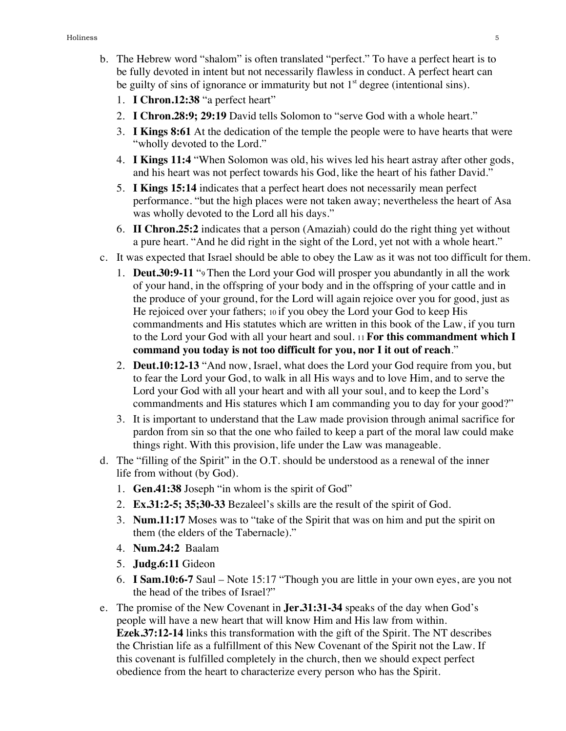b. The Hebrew word "shalom" is often translated "perfect." To have a perfect heart is to be fully devoted in intent but not necessarily flawless in conduct. A perfect heart can be guilty of sins of ignorance or immaturity but not 1st degree (intentional sins).

   1. **I Chron.12:38** "a perfect heart"
   2. **I Chron.28:9; 29:19** David tells Solomon to "serve God with a whole heart."
   3. **I Kings 8:61** At the dedication of the temple the people were to have hearts that were "wholly devoted to the Lord."
   4. **I Kings 11:4** "When Solomon was old, his wives led his heart astray after other gods, and his heart was not perfect towards his God, like the heart of his father David."
   5. **I Kings 15:14** indicates that a perfect heart does not necessarily mean perfect performance. "but the high places were not taken away; nevertheless the heart of Asa was wholly devoted to the Lord all his days."
   6. **II Chron.25:2** indicates that a person (Amaziah) could do the right thing yet without a pure heart. "And he did right in the sight of the Lord, yet not with a whole heart."

c. It was expected that Israel should be able to obey the Law as it was not too difficult for them.

   1. **Deut.30:9-11** "9 Then the Lord your God will prosper you abundantly in all the work of your hand, in the offspring of your body and in the offspring of your cattle and in the produce of your ground, for the Lord will again rejoice over you for good, just as He rejoiced over your fathers; 10 if you obey the Lord your God to keep His commandments and His statutes which are written in this book of the Law, if you turn to the Lord your God with all your heart and soul. 11 **For this commandment which I command you today is not too difficult for you, nor I it out of reach**."
   2. **Deut.10:12-13** "And now, Israel, what does the Lord your God require from you, but to fear the Lord your God, to walk in all His ways and to love Him, and to serve the Lord your God with all your heart and with all your soul, and to keep the Lord's commandments and His statures which I am commanding you to day for your good?"
   3. It is important to understand that the Law made provision through animal sacrifice for pardon from sin so that the one who failed to keep a part of the moral law could make things right. With this provision, life under the Law was manageable.

d. The "filling of the Spirit" in the O.T. should be understood as a renewal of the inner life from without (by God).

   1. **Gen.41:38** Joseph "in whom is the spirit of God"
   2. **Ex.31:2-5; 35;30-33** Bezaleel's skills are the result of the spirit of God.
   3. **Num.11:17** Moses was to "take of the Spirit that was on him and put the spirit on them (the elders of the Tabernacle)."
   4. **Num.24:2** Baalam
   5. **Judg.6:11** Gideon
   6. **I Sam.10:6-7** Saul – Note 15:17 "Though you are little in your own eyes, are you not the head of the tribes of Israel?"

e. The promise of the New Covenant in **Jer.31:31-34** speaks of the day when God's people will have a new heart that will know Him and His law from within. **Ezek.37:12-14** links this transformation with the gift of the Spirit. The NT describes the Christian life as a fulfillment of this New Covenant of the Spirit not the Law. If this covenant is fulfilled completely in the church, then we should expect perfect obedience from the heart to characterize every person who has the Spirit.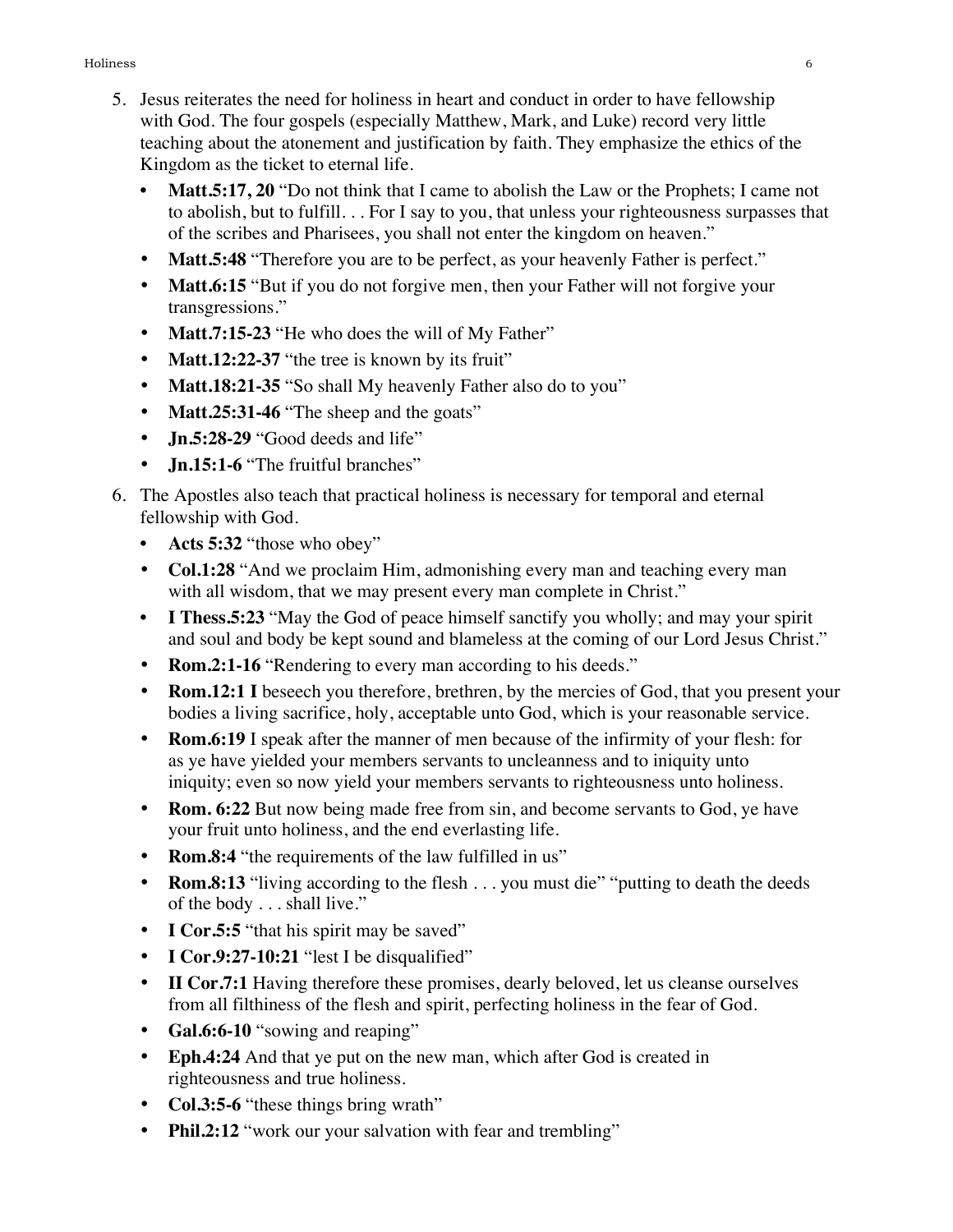5. Jesus reiterates the need for holiness in heart and conduct in order to have fellowship with God. The four gospels (especially Matthew, Mark, and Luke) record very little teaching about the atonement and justification by faith. They emphasize the ethics of the Kingdom as the ticket to eternal life.
   - **Matt.5:17, 20** "Do not think that I came to abolish the Law or the Prophets; I came not to abolish, but to fulfill. . . For I say to you, that unless your righteousness surpasses that of the scribes and Pharisees, you shall not enter the kingdom on heaven."
   - **Matt.5:48** "Therefore you are to be perfect, as your heavenly Father is perfect."
   - **Matt.6:15** "But if you do not forgive men, then your Father will not forgive your transgressions."
   - **Matt.7:15-23** "He who does the will of My Father"
   - **Matt.12:22-37** "the tree is known by its fruit"
   - **Matt.18:21-35** "So shall My heavenly Father also do to you"
   - **Matt.25:31-46** "The sheep and the goats"
   - **Jn.5:28-29** "Good deeds and life"
   - **Jn.15:1-6** "The fruitful branches"

6. The Apostles also teach that practical holiness is necessary for temporal and eternal fellowship with God.
   - **Acts 5:32** "those who obey"
   - **Col.1:28** "And we proclaim Him, admonishing every man and teaching every man with all wisdom, that we may present every man complete in Christ."
   - **I Thess.5:23** "May the God of peace himself sanctify you wholly; and may your spirit and soul and body be kept sound and blameless at the coming of our Lord Jesus Christ."
   - **Rom.2:1-16** "Rendering to every man according to his deeds."
   - **Rom.12:1 I** beseech you therefore, brethren, by the mercies of God, that you present your bodies a living sacrifice, holy, acceptable unto God, which is your reasonable service.
   - **Rom.6:19** I speak after the manner of men because of the infirmity of your flesh: for as ye have yielded your members servants to uncleanness and to iniquity unto iniquity; even so now yield your members servants to righteousness unto holiness.
   - **Rom. 6:22** But now being made free from sin, and become servants to God, ye have your fruit unto holiness, and the end everlasting life.
   - **Rom.8:4** "the requirements of the law fulfilled in us"
   - **Rom.8:13** "living according to the flesh . . . you must die" "putting to death the deeds of the body . . . shall live."
   - **I Cor.5:5** "that his spirit may be saved"
   - **I Cor.9:27-10:21** "lest I be disqualified"
   - **II Cor.7:1** Having therefore these promises, dearly beloved, let us cleanse ourselves from all filthiness of the flesh and spirit, perfecting holiness in the fear of God.
   - **Gal.6:6-10** "sowing and reaping"
   - **Eph.4:24** And that ye put on the new man, which after God is created in righteousness and true holiness.
   - **Col.3:5-6** "these things bring wrath"
   - **Phil.2:12** "work our your salvation with fear and trembling"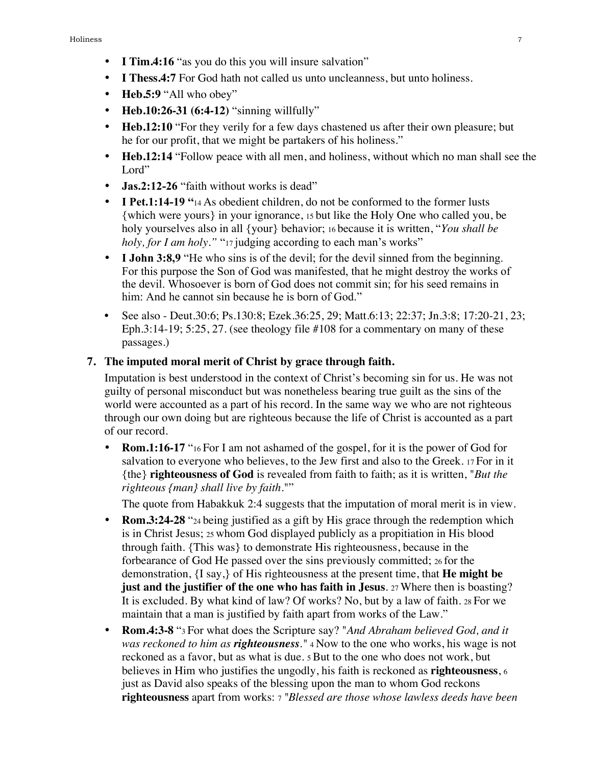- **I Tim.4:16** "as you do this you will insure salvation"
- **I Thess.4:7** For God hath not called us unto uncleanness, but unto holiness.
- **Heb.5:9** "All who obey"
- **Heb.10:26-31 (6:4-12)** "sinning willfully"
- **Heb.12:10** "For they verily for a few days chastened us after their own pleasure; but he for our profit, that we might be partakers of his holiness."
- **Heb.12:14** "Follow peace with all men, and holiness, without which no man shall see the Lord"
- **Jas.2:12-26** "faith without works is dead"
- **I Pet.1:14-19 "**14 As obedient children, do not be conformed to the former lusts {which were yours} in your ignorance, 15 but like the Holy One who called you, be holy yourselves also in all {your} behavior; 16 because it is written, "*You shall be holy, for I am holy.*" "17 judging according to each man's works"
- **I John 3:8,9** "He who sins is of the devil; for the devil sinned from the beginning. For this purpose the Son of God was manifested, that he might destroy the works of the devil. Whosoever is born of God does not commit sin; for his seed remains in him: And he cannot sin because he is born of God."
- See also - Deut.30:6; Ps.130:8; Ezek.36:25, 29; Matt.6:13; 22:37; Jn.3:8; 17:20-21, 23; Eph.3:14-19; 5:25, 27. (see theology file #108 for a commentary on many of these passages.)

### 7. The imputed moral merit of Christ by grace through faith.

Imputation is best understood in the context of Christ's becoming sin for us. He was not guilty of personal misconduct but was nonetheless bearing true guilt as the sins of the world were accounted as a part of his record. In the same way we who are not righteous through our own doing but are righteous because the life of Christ is accounted as a part of our record.

- **Rom.1:16-17** "16 For I am not ashamed of the gospel, for it is the power of God for salvation to everyone who believes, to the Jew first and also to the Greek. 17 For in it {the} **righteousness of God** is revealed from faith to faith; as it is written, "*But the righteous {man} shall live by faith*.""

  The quote from Habakkuk 2:4 suggests that the imputation of moral merit is in view.

- **Rom.3:24-28** "24 being justified as a gift by His grace through the redemption which is in Christ Jesus; 25 whom God displayed publicly as a propitiation in His blood through faith. {This was} to demonstrate His righteousness, because in the forbearance of God He passed over the sins previously committed; 26 for the demonstration, {I say,} of His righteousness at the present time, that **He might be just and the justifier of the one who has faith in Jesus**. 27 Where then is boasting? It is excluded. By what kind of law? Of works? No, but by a law of faith. 28 For we maintain that a man is justified by faith apart from works of the Law."
- **Rom.4:3-8** "3 For what does the Scripture say? "*And Abraham believed God, and it was reckoned to him as* ***righteousness***." 4 Now to the one who works, his wage is not reckoned as a favor, but as what is due. 5 But to the one who does not work, but believes in Him who justifies the ungodly, his faith is reckoned as **righteousness**, 6 just as David also speaks of the blessing upon the man to whom God reckons **righteousness** apart from works: 7 "*Blessed are those whose lawless deeds have been*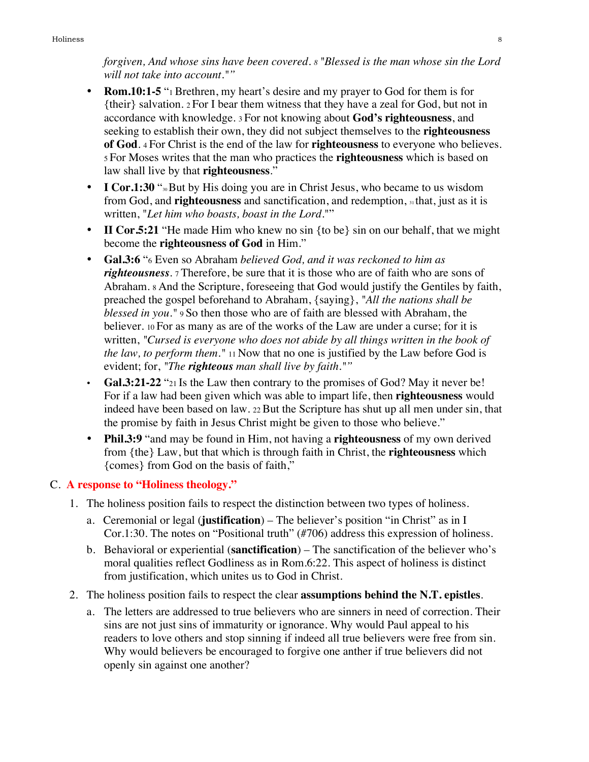*forgiven, And whose sins have been covered.* 8 *"Blessed is the man whose sin the Lord will not take into account.""*

- **Rom.10:1-5** "1 Brethren, my heart's desire and my prayer to God for them is for {their} salvation. 2 For I bear them witness that they have a zeal for God, but not in accordance with knowledge. 3 For not knowing about **God's righteousness**, and seeking to establish their own, they did not subject themselves to the **righteousness of God**. 4 For Christ is the end of the law for **righteousness** to everyone who believes. 5 For Moses writes that the man who practices the **righteousness** which is based on law shall live by that **righteousness**."
- **I Cor.1:30** "30 But by His doing you are in Christ Jesus, who became to us wisdom from God, and **righteousness** and sanctification, and redemption, 31 that, just as it is written, "*Let him who boasts, boast in the Lord.*""
- **II Cor.5:21** "He made Him who knew no sin {to be} sin on our behalf, that we might become the **righteousness of God** in Him."
- **Gal.3:6** "6 Even so Abraham *believed God, and it was reckoned to him as **righteousness***. 7 Therefore, be sure that it is those who are of faith who are sons of Abraham. 8 And the Scripture, foreseeing that God would justify the Gentiles by faith, preached the gospel beforehand to Abraham, {saying}, "*All the nations shall be blessed in you.*" 9 So then those who are of faith are blessed with Abraham, the believer. 10 For as many as are of the works of the Law are under a curse; for it is written, "*Cursed is everyone who does not abide by all things written in the book of the law, to perform them.*" 11 Now that no one is justified by the Law before God is evident; for, "*The **righteous** man shall live by faith.*""
- **Gal.3:21-22** "21 Is the Law then contrary to the promises of God? May it never be! For if a law had been given which was able to impart life, then **righteousness** would indeed have been based on law. 22 But the Scripture has shut up all men under sin, that the promise by faith in Jesus Christ might be given to those who believe."
- **Phil.3:9** "and may be found in Him, not having a **righteousness** of my own derived from {the} Law, but that which is through faith in Christ, the **righteousness** which {comes} from God on the basis of faith,"

## C. A response to "Holiness theology."

1. The holiness position fails to respect the distinction between two types of holiness.
   a. Ceremonial or legal (**justification**) – The believer's position "in Christ" as in I Cor.1:30. The notes on "Positional truth" (#706) address this expression of holiness.
   b. Behavioral or experiential (**sanctification**) – The sanctification of the believer who's moral qualities reflect Godliness as in Rom.6:22. This aspect of holiness is distinct from justification, which unites us to God in Christ.
2. The holiness position fails to respect the clear **assumptions behind the N.T. epistles**.
   a. The letters are addressed to true believers who are sinners in need of correction. Their sins are not just sins of immaturity or ignorance. Why would Paul appeal to his readers to love others and stop sinning if indeed all true believers were free from sin. Why would believers be encouraged to forgive one anther if true believers did not openly sin against one another?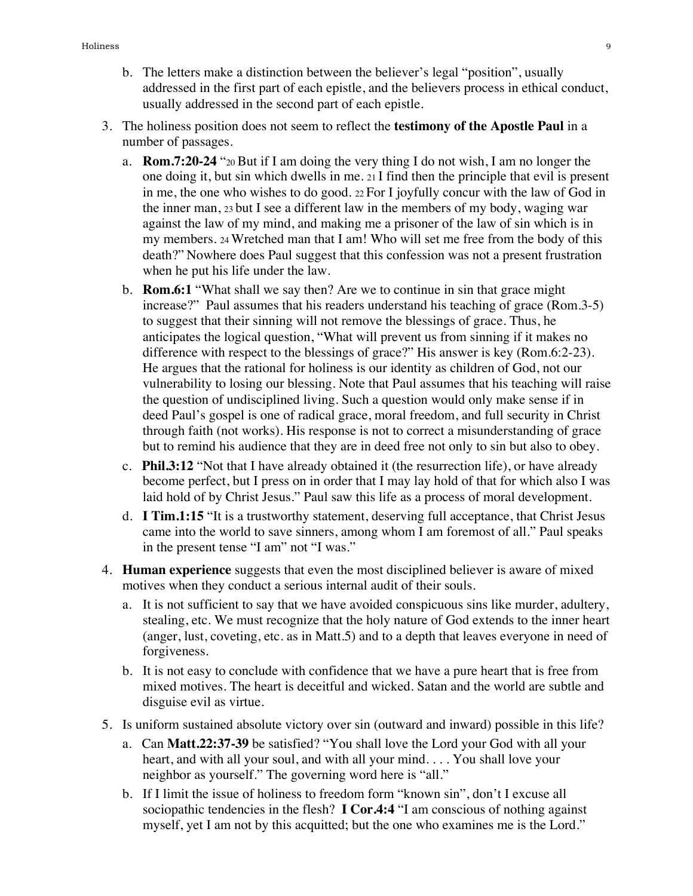b. The letters make a distinction between the believer's legal "position", usually addressed in the first part of each epistle, and the believers process in ethical conduct, usually addressed in the second part of each epistle.

3. The holiness position does not seem to reflect the **testimony of the Apostle Paul** in a number of passages.
   a. **Rom.7:20-24** "20 But if I am doing the very thing I do not wish, I am no longer the one doing it, but sin which dwells in me. 21 I find then the principle that evil is present in me, the one who wishes to do good. 22 For I joyfully concur with the law of God in the inner man, 23 but I see a different law in the members of my body, waging war against the law of my mind, and making me a prisoner of the law of sin which is in my members. 24 Wretched man that I am! Who will set me free from the body of this death?" Nowhere does Paul suggest that this confession was not a present frustration when he put his life under the law.
   b. **Rom.6:1** "What shall we say then? Are we to continue in sin that grace might increase?" Paul assumes that his readers understand his teaching of grace (Rom.3-5) to suggest that their sinning will not remove the blessings of grace. Thus, he anticipates the logical question, "What will prevent us from sinning if it makes no difference with respect to the blessings of grace?" His answer is key (Rom.6:2-23). He argues that the rational for holiness is our identity as children of God, not our vulnerability to losing our blessing. Note that Paul assumes that his teaching will raise the question of undisciplined living. Such a question would only make sense if in deed Paul's gospel is one of radical grace, moral freedom, and full security in Christ through faith (not works). His response is not to correct a misunderstanding of grace but to remind his audience that they are in deed free not only to sin but also to obey.
   c. **Phil.3:12** "Not that I have already obtained it (the resurrection life), or have already become perfect, but I press on in order that I may lay hold of that for which also I was laid hold of by Christ Jesus." Paul saw this life as a process of moral development.
   d. **I Tim.1:15** "It is a trustworthy statement, deserving full acceptance, that Christ Jesus came into the world to save sinners, among whom I am foremost of all." Paul speaks in the present tense "I am" not "I was."

4. **Human experience** suggests that even the most disciplined believer is aware of mixed motives when they conduct a serious internal audit of their souls.
   a. It is not sufficient to say that we have avoided conspicuous sins like murder, adultery, stealing, etc. We must recognize that the holy nature of God extends to the inner heart (anger, lust, coveting, etc. as in Matt.5) and to a depth that leaves everyone in need of forgiveness.
   b. It is not easy to conclude with confidence that we have a pure heart that is free from mixed motives. The heart is deceitful and wicked. Satan and the world are subtle and disguise evil as virtue.

5. Is uniform sustained absolute victory over sin (outward and inward) possible in this life?
   a. Can **Matt.22:37-39** be satisfied? "You shall love the Lord your God with all your heart, and with all your soul, and with all your mind. . . . You shall love your neighbor as yourself." The governing word here is "all."
   b. If I limit the issue of holiness to freedom form "known sin", don't I excuse all sociopathic tendencies in the flesh? **I Cor.4:4** "I am conscious of nothing against myself, yet I am not by this acquitted; but the one who examines me is the Lord."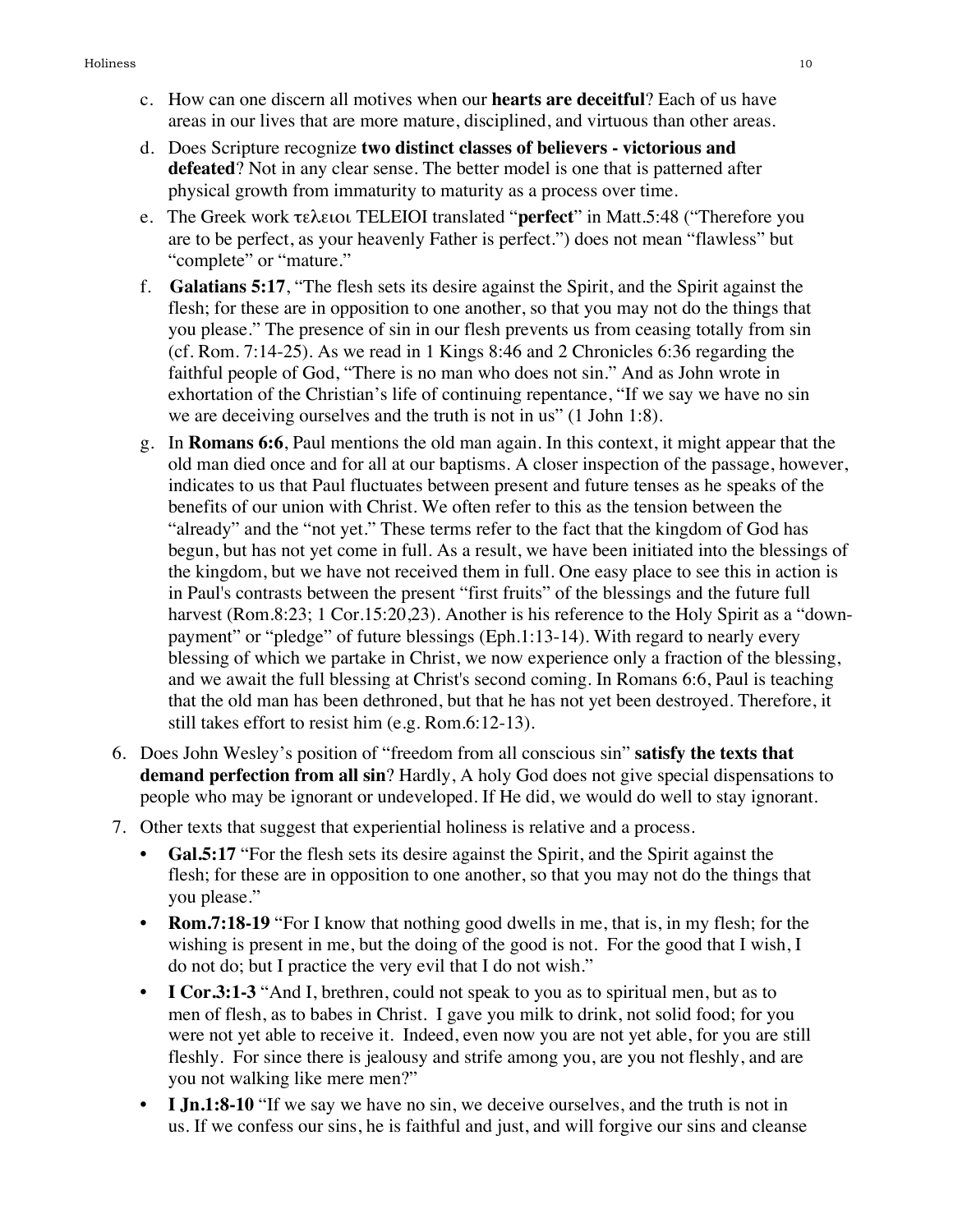c. How can one discern all motives when our **hearts are deceitful**? Each of us have areas in our lives that are more mature, disciplined, and virtuous than other areas.

d. Does Scripture recognize **two distinct classes of believers - victorious and defeated**? Not in any clear sense. The better model is one that is patterned after physical growth from immaturity to maturity as a process over time.

e. The Greek work τελειοι TELEIOI translated "**perfect**" in Matt.5:48 ("Therefore you are to be perfect, as your heavenly Father is perfect.") does not mean "flawless" but "complete" or "mature."

f. **Galatians 5:17**, "The flesh sets its desire against the Spirit, and the Spirit against the flesh; for these are in opposition to one another, so that you may not do the things that you please." The presence of sin in our flesh prevents us from ceasing totally from sin (cf. Rom. 7:14-25). As we read in 1 Kings 8:46 and 2 Chronicles 6:36 regarding the faithful people of God, "There is no man who does not sin." And as John wrote in exhortation of the Christian's life of continuing repentance, "If we say we have no sin we are deceiving ourselves and the truth is not in us" (1 John 1:8).

g. In **Romans 6:6**, Paul mentions the old man again. In this context, it might appear that the old man died once and for all at our baptisms. A closer inspection of the passage, however, indicates to us that Paul fluctuates between present and future tenses as he speaks of the benefits of our union with Christ. We often refer to this as the tension between the "already" and the "not yet." These terms refer to the fact that the kingdom of God has begun, but has not yet come in full. As a result, we have been initiated into the blessings of the kingdom, but we have not received them in full. One easy place to see this in action is in Paul's contrasts between the present "first fruits" of the blessings and the future full harvest (Rom.8:23; 1 Cor.15:20,23). Another is his reference to the Holy Spirit as a "down-payment" or "pledge" of future blessings (Eph.1:13-14). With regard to nearly every blessing of which we partake in Christ, we now experience only a fraction of the blessing, and we await the full blessing at Christ's second coming. In Romans 6:6, Paul is teaching that the old man has been dethroned, but that he has not yet been destroyed. Therefore, it still takes effort to resist him (e.g. Rom.6:12-13).

6. Does John Wesley's position of "freedom from all conscious sin" **satisfy the texts that demand perfection from all sin**? Hardly, A holy God does not give special dispensations to people who may be ignorant or undeveloped. If He did, we would do well to stay ignorant.

7. Other texts that suggest that experiential holiness is relative and a process.
   - **Gal.5:17** "For the flesh sets its desire against the Spirit, and the Spirit against the flesh; for these are in opposition to one another, so that you may not do the things that you please."
   - **Rom.7:18-19** "For I know that nothing good dwells in me, that is, in my flesh; for the wishing is present in me, but the doing of the good is not. For the good that I wish, I do not do; but I practice the very evil that I do not wish."
   - **I Cor.3:1-3** "And I, brethren, could not speak to you as to spiritual men, but as to men of flesh, as to babes in Christ. I gave you milk to drink, not solid food; for you were not yet able to receive it. Indeed, even now you are not yet able, for you are still fleshly. For since there is jealousy and strife among you, are you not fleshly, and are you not walking like mere men?"
   - **I Jn.1:8-10** "If we say we have no sin, we deceive ourselves, and the truth is not in us. If we confess our sins, he is faithful and just, and will forgive our sins and cleanse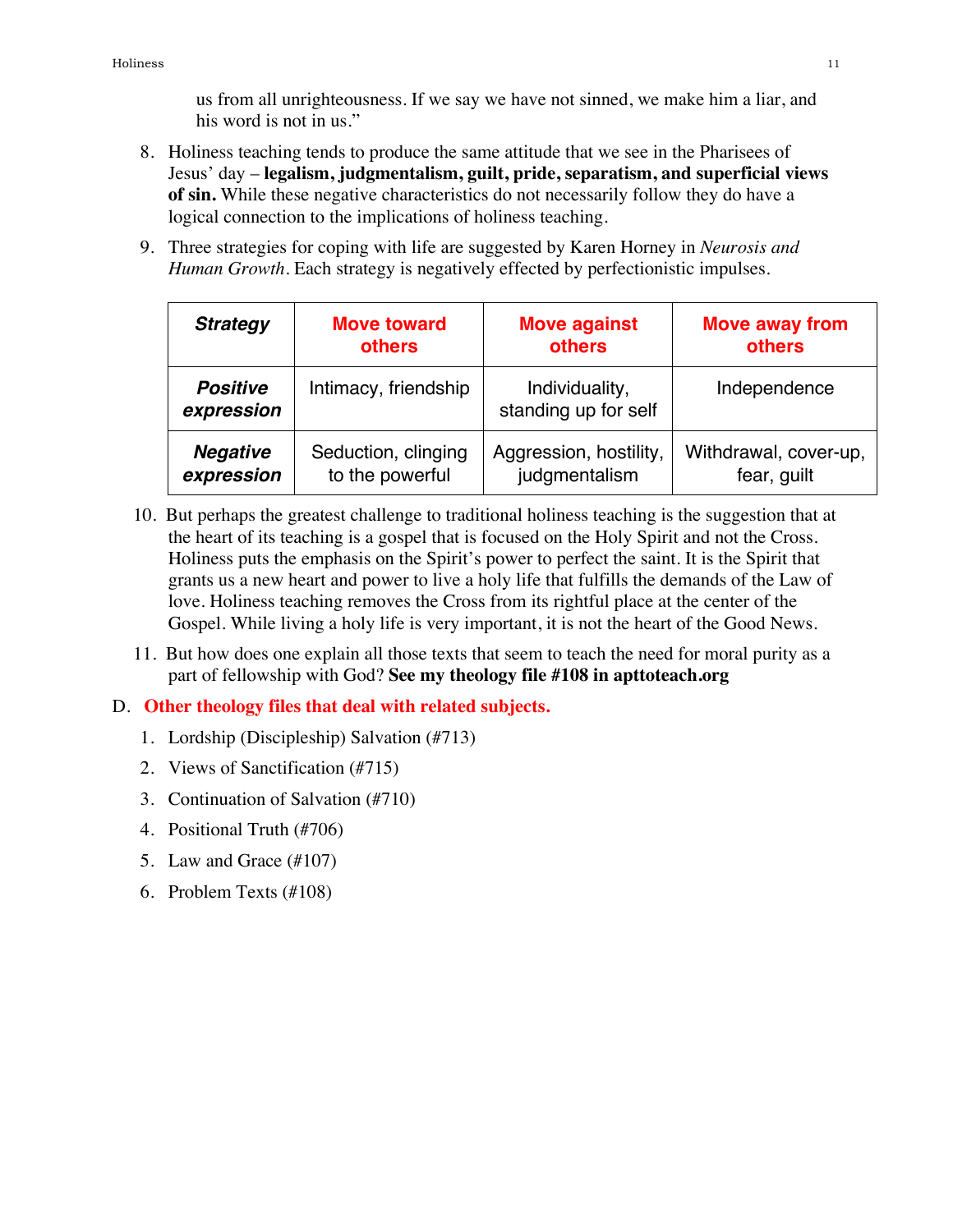us from all unrighteousness. If we say we have not sinned, we make him a liar, and his word is not in us."

8. Holiness teaching tends to produce the same attitude that we see in the Pharisees of Jesus' day – **legalism, judgmentalism, guilt, pride, separatism, and superficial views of sin.** While these negative characteristics do not necessarily follow they do have a logical connection to the implications of holiness teaching.

9. Three strategies for coping with life are suggested by Karen Horney in *Neurosis and Human Growth*. Each strategy is negatively effected by perfectionistic impulses.

| ***Strategy*** | **Move toward others** | **Move against others** | **Move away from others** |
|---|---|---|---|
| ***Positive expression*** | Intimacy, friendship | Individuality, standing up for self | Independence |
| ***Negative expression*** | Seduction, clinging to the powerful | Aggression, hostility, judgmentalism | Withdrawal, cover-up, fear, guilt |

10. But perhaps the greatest challenge to traditional holiness teaching is the suggestion that at the heart of its teaching is a gospel that is focused on the Holy Spirit and not the Cross. Holiness puts the emphasis on the Spirit's power to perfect the saint. It is the Spirit that grants us a new heart and power to live a holy life that fulfills the demands of the Law of love. Holiness teaching removes the Cross from its rightful place at the center of the Gospel. While living a holy life is very important, it is not the heart of the Good News.

11. But how does one explain all those texts that seem to teach the need for moral purity as a part of fellowship with God? **See my theology file #108 in apttoteach.org**

## D. Other theology files that deal with related subjects.

1. Lordship (Discipleship) Salvation (#713)
2. Views of Sanctification (#715)
3. Continuation of Salvation (#710)
4. Positional Truth (#706)
5. Law and Grace (#107)
6. Problem Texts (#108)